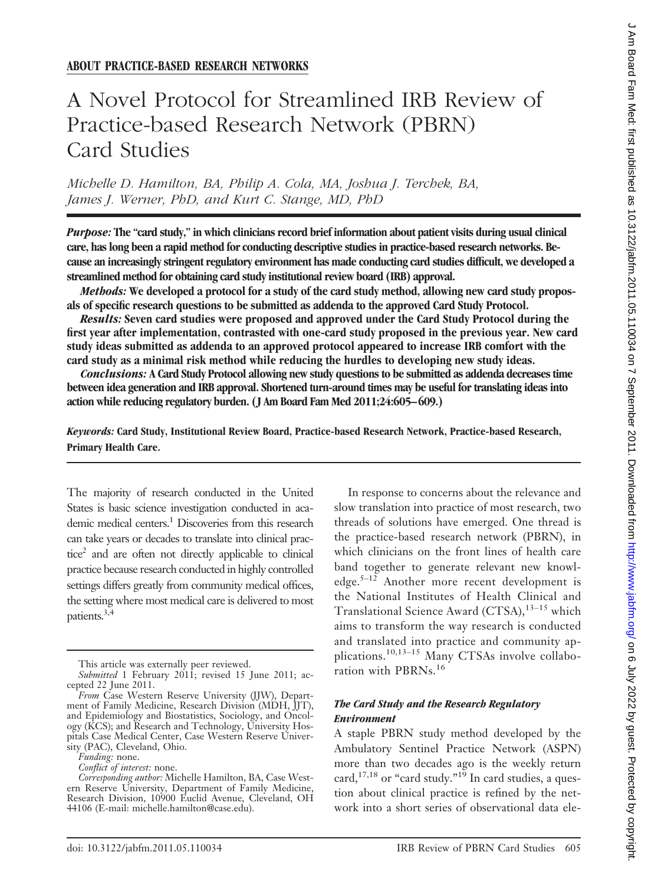## ABOUT PRACTICE-BASED RESEARCH NETWORKS

# A Novel Protocol for Streamlined IRB Review of Practice-based Research Network (PBRN) Card Studies

*Michelle D. Hamilton, BA, Philip A. Cola, MA, Joshua J. Terchek, BA, James J. Werner, PhD, and Kurt C. Stange, MD, PhD*

***Purpose:*** **The "card study," in which clinicians record brief information about patient visits during usual clinical care, has long been a rapid method for conducting descriptive studies in practice-based research networks. Because an increasingly stringent regulatory environment has made conducting card studies difficult, we developed a streamlined method for obtaining card study institutional review board (IRB) approval.**

***Methods:*** **We developed a protocol for a study of the card study method, allowing new card study proposals of specific research questions to be submitted as addenda to the approved Card Study Protocol.**

***Results:*** **Seven card studies were proposed and approved under the Card Study Protocol during the first year after implementation, contrasted with one-card study proposed in the previous year. New card study ideas submitted as addenda to an approved protocol appeared to increase IRB comfort with the card study as a minimal risk method while reducing the hurdles to developing new study ideas.**

***Conclusions:*** **A Card Study Protocol allowing new study questions to be submitted as addenda decreases time between idea generation and IRB approval. Shortened turn-around times may be useful for translating ideas into action while reducing regulatory burden. (J Am Board Fam Med 2011;24:605–609.)**

***Keywords:*** **Card Study, Institutional Review Board, Practice-based Research Network, Practice-based Research, Primary Health Care.**

---

The majority of research conducted in the United States is basic science investigation conducted in academic medical centers.[1] Discoveries from this research can take years or decades to translate into clinical practice[2] and are often not directly applicable to clinical practice because research conducted in highly controlled settings differs greatly from community medical offices, the setting where most medical care is delivered to most patients.[3,4]

This article was externally peer reviewed.

*Submitted* 1 February 2011; revised 15 June 2011; accepted 22 June 2011.

*From* Case Western Reserve University (JJW), Department of Family Medicine, Research Division (MDH, JJT), and Epidemiology and Biostatistics, Sociology, and Oncology (KCS); and Research and Technology, University Hospitals Case Medical Center, Case Western Reserve University (PAC), Cleveland, Ohio.

*Funding:* none.

*Conflict of interest:* none.

*Corresponding author:* Michelle Hamilton, BA, Case Western Reserve University, Department of Family Medicine, Research Division, 10900 Euclid Avenue, Cleveland, OH 44106 (E-mail: michelle.hamilton@case.edu).

In response to concerns about the relevance and slow translation into practice of most research, two threads of solutions have emerged. One thread is the practice-based research network (PBRN), in which clinicians on the front lines of health care band together to generate relevant new knowledge.[5–12] Another more recent development is the National Institutes of Health Clinical and Translational Science Award (CTSA),[13–15] which aims to transform the way research is conducted and translated into practice and community applications.[10,13–15] Many CTSAs involve collaboration with PBRNs.[16]

### *The Card Study and the Research Regulatory Environment*

A staple PBRN study method developed by the Ambulatory Sentinel Practice Network (ASPN) more than two decades ago is the weekly return card,[17,18] or "card study."[19] In card studies, a question about clinical practice is refined by the network into a short series of observational data ele-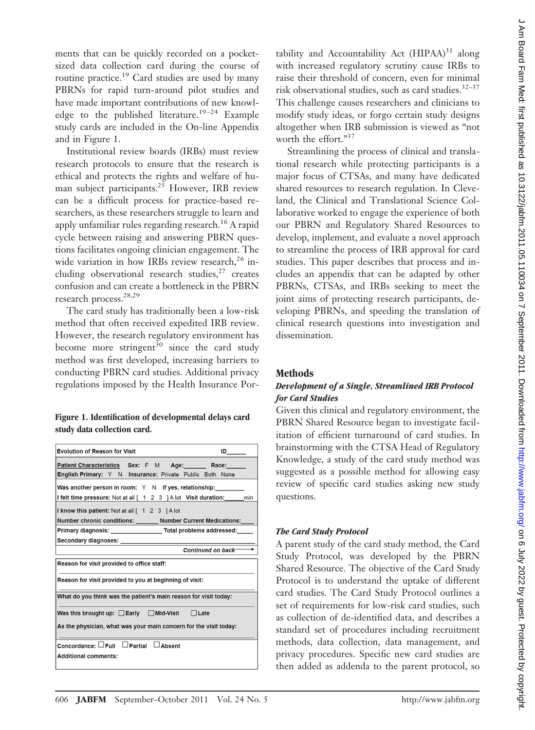ments that can be quickly recorded on a pocket-sized data collection card during the course of routine practice.[19] Card studies are used by many PBRNs for rapid turn-around pilot studies and have made important contributions of new knowledge to the published literature.[19–24] Example study cards are included in the On-line Appendix and in Figure 1.

Institutional review boards (IRBs) must review research protocols to ensure that the research is ethical and protects the rights and welfare of human subject participants.[25] However, IRB review can be a difficult process for practice-based researchers, as these researchers struggle to learn and apply unfamiliar rules regarding research.[16] A rapid cycle between raising and answering PBRN questions facilitates ongoing clinician engagement. The wide variation in how IRBs review research,[26] including observational research studies,[27] creates confusion and can create a bottleneck in the PBRN research process.[28,29]

The card study has traditionally been a low-risk method that often received expedited IRB review. However, the research regulatory environment has become more stringent[30] since the card study method was first developed, increasing barriers to conducting PBRN card studies. Additional privacy regulations imposed by the Health Insurance Portability and Accountability Act (HIPAA)[31] along with increased regulatory scrutiny cause IRBs to raise their threshold of concern, even for minimal risk observational studies, such as card studies.[32–37] This challenge causes researchers and clinicians to modify study ideas, or forgo certain study designs altogether when IRB submission is viewed as "not worth the effort."[37]

**Figure 1. Identification of developmental delays card study data collection card.**

| Evolution of Reason for Visit | ID_____ |
|---|---|
| Patient Characteristics Sex: F M Age:_______ Race:______ | |
| English Primary: Y N Insurance: Private Public Both None | |
| Was another person in room: Y N If yes, relationship:_________ | |
| I felt time pressure: Not at all [ 1 2 3 ] A lot Visit duration:______min | |
| I know this patient: Not at all [ 1 2 3 ] A lot | |
| Number chronic conditions: _______ Number Current Medications:____ | |
| Primary diagnosis: _______________ Total problems addressed:_____ | |
| Secondary diagnoses: ___________________________________ | |
| *Continued on back* → | |

| Reason for visit provided to office staff: |
|---|
| Reason for visit provided to you at beginning of visit: |
| What do you think was the patient's main reason for visit today: |
| Was this brought up: ☐ Early ☐ Mid-Visit ☐ Late |
| As the physician, what was your main concern for the visit today: |
| Concordance: ☐ Full ☐ Partial ☐ Absent |
| Additional comments: |

Streamlining the process of clinical and translational research while protecting participants is a major focus of CTSAs, and many have dedicated shared resources to research regulation. In Cleveland, the Clinical and Translational Science Collaborative worked to engage the experience of both our PBRN and Regulatory Shared Resources to develop, implement, and evaluate a novel approach to streamline the process of IRB approval for card studies. This paper describes that process and includes an appendix that can be adapted by other PBRNs, CTSAs, and IRBs seeking to meet the joint aims of protecting research participants, developing PBRNs, and speeding the translation of clinical research questions into investigation and dissemination.

## Methods

### *Development of a Single, Streamlined IRB Protocol for Card Studies*

Given this clinical and regulatory environment, the PBRN Shared Resource began to investigate facilitation of efficient turnaround of card studies. In brainstorming with the CTSA Head of Regulatory Knowledge, a study of the card study method was suggested as a possible method for allowing easy review of specific card studies asking new study questions.

### *The Card Study Protocol*

A parent study of the card study method, the Card Study Protocol, was developed by the PBRN Shared Resource. The objective of the Card Study Protocol is to understand the uptake of different card studies. The Card Study Protocol outlines a set of requirements for low-risk card studies, such as collection of de-identified data, and describes a standard set of procedures including recruitment methods, data collection, data management, and privacy procedures. Specific new card studies are then added as addenda to the parent protocol, so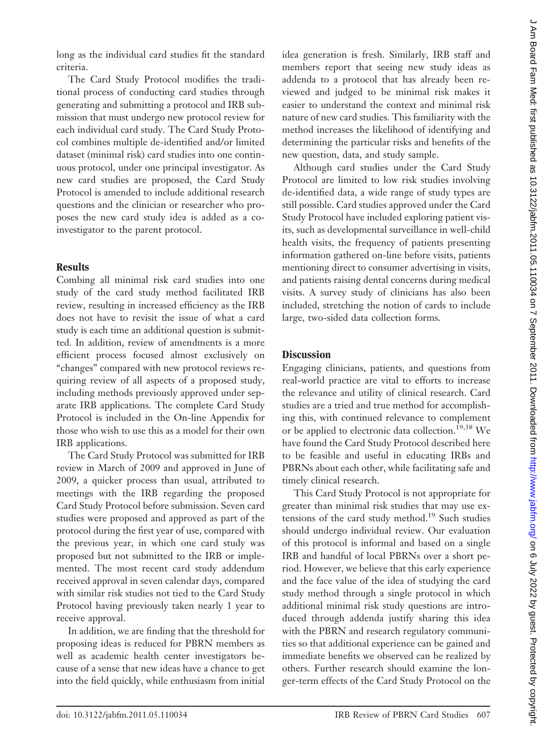long as the individual card studies fit the standard criteria.

The Card Study Protocol modifies the traditional process of conducting card studies through generating and submitting a protocol and IRB submission that must undergo new protocol review for each individual card study. The Card Study Protocol combines multiple de-identified and/or limited dataset (minimal risk) card studies into one continuous protocol, under one principal investigator. As new card studies are proposed, the Card Study Protocol is amended to include additional research questions and the clinician or researcher who proposes the new card study idea is added as a co-investigator to the parent protocol.

## Results

Combing all minimal risk card studies into one study of the card study method facilitated IRB review, resulting in increased efficiency as the IRB does not have to revisit the issue of what a card study is each time an additional question is submitted. In addition, review of amendments is a more efficient process focused almost exclusively on "changes" compared with new protocol reviews requiring review of all aspects of a proposed study, including methods previously approved under separate IRB applications. The complete Card Study Protocol is included in the On-line Appendix for those who wish to use this as a model for their own IRB applications.

The Card Study Protocol was submitted for IRB review in March of 2009 and approved in June of 2009, a quicker process than usual, attributed to meetings with the IRB regarding the proposed Card Study Protocol before submission. Seven card studies were proposed and approved as part of the protocol during the first year of use, compared with the previous year, in which one card study was proposed but not submitted to the IRB or implemented. The most recent card study addendum received approval in seven calendar days, compared with similar risk studies not tied to the Card Study Protocol having previously taken nearly 1 year to receive approval.

In addition, we are finding that the threshold for proposing ideas is reduced for PBRN members as well as academic health center investigators because of a sense that new ideas have a chance to get into the field quickly, while enthusiasm from initial idea generation is fresh. Similarly, IRB staff and members report that seeing new study ideas as addenda to a protocol that has already been reviewed and judged to be minimal risk makes it easier to understand the context and minimal risk nature of new card studies. This familiarity with the method increases the likelihood of identifying and determining the particular risks and benefits of the new question, data, and study sample.

Although card studies under the Card Study Protocol are limited to low risk studies involving de-identified data, a wide range of study types are still possible. Card studies approved under the Card Study Protocol have included exploring patient visits, such as developmental surveillance in well-child health visits, the frequency of patients presenting information gathered on-line before visits, patients mentioning direct to consumer advertising in visits, and patients raising dental concerns during medical visits. A survey study of clinicians has also been included, stretching the notion of cards to include large, two-sided data collection forms.

## Discussion

Engaging clinicians, patients, and questions from real-world practice are vital to efforts to increase the relevance and utility of clinical research. Card studies are a tried and true method for accomplishing this, with continued relevance to complement or be applied to electronic data collection.[19,38] We have found the Card Study Protocol described here to be feasible and useful in educating IRBs and PBRNs about each other, while facilitating safe and timely clinical research.

This Card Study Protocol is not appropriate for greater than minimal risk studies that may use extensions of the card study method.[19] Such studies should undergo individual review. Our evaluation of this protocol is informal and based on a single IRB and handful of local PBRNs over a short period. However, we believe that this early experience and the face value of the idea of studying the card study method through a single protocol in which additional minimal risk study questions are introduced through addenda justify sharing this idea with the PBRN and research regulatory communities so that additional experience can be gained and immediate benefits we observed can be realized by others. Further research should examine the longer-term effects of the Card Study Protocol on the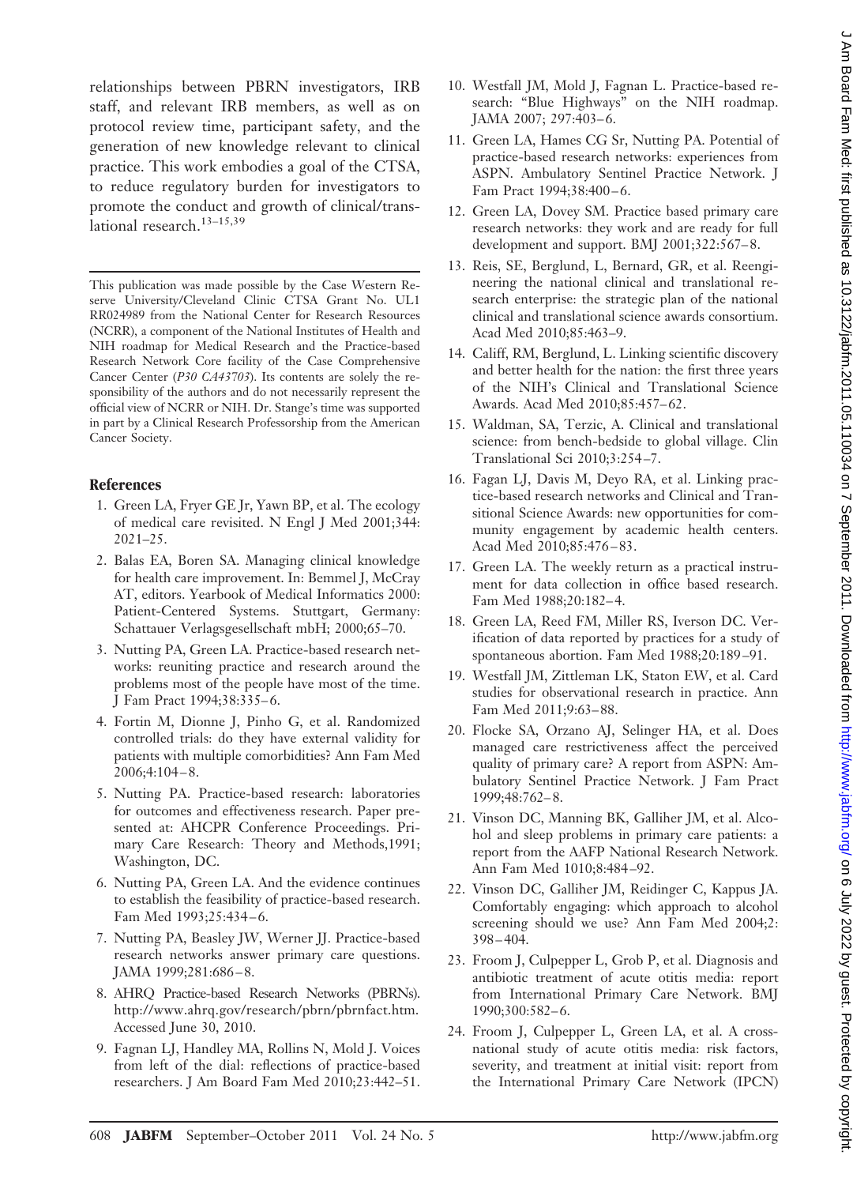relationships between PBRN investigators, IRB staff, and relevant IRB members, as well as on protocol review time, participant safety, and the generation of new knowledge relevant to clinical practice. This work embodies a goal of the CTSA, to reduce regulatory burden for investigators to promote the conduct and growth of clinical/translational research.[13–15,39]

---

This publication was made possible by the Case Western Reserve University/Cleveland Clinic CTSA Grant No. UL1 RR024989 from the National Center for Research Resources (NCRR), a component of the National Institutes of Health and NIH roadmap for Medical Research and the Practice-based Research Network Core facility of the Case Comprehensive Cancer Center (*P30 CA43703*). Its contents are solely the responsibility of the authors and do not necessarily represent the official view of NCRR or NIH. Dr. Stange's time was supported in part by a Clinical Research Professorship from the American Cancer Society.

## References

1. Green LA, Fryer GE Jr, Yawn BP, et al. The ecology of medical care revisited. N Engl J Med 2001;344: 2021–25.
2. Balas EA, Boren SA. Managing clinical knowledge for health care improvement. In: Bemmel J, McCray AT, editors. Yearbook of Medical Informatics 2000: Patient-Centered Systems. Stuttgart, Germany: Schattauer Verlagsgesellschaft mbH; 2000;65–70.
3. Nutting PA, Green LA. Practice-based research networks: reuniting practice and research around the problems most of the people have most of the time. J Fam Pract 1994;38:335–6.
4. Fortin M, Dionne J, Pinho G, et al. Randomized controlled trials: do they have external validity for patients with multiple comorbidities? Ann Fam Med 2006;4:104–8.
5. Nutting PA. Practice-based research: laboratories for outcomes and effectiveness research. Paper presented at: AHCPR Conference Proceedings. Primary Care Research: Theory and Methods,1991; Washington, DC.
6. Nutting PA, Green LA. And the evidence continues to establish the feasibility of practice-based research. Fam Med 1993;25:434–6.
7. Nutting PA, Beasley JW, Werner JJ. Practice-based research networks answer primary care questions. JAMA 1999;281:686–8.
8. AHRQ Practice-based Research Networks (PBRNs). http://www.ahrq.gov/research/pbrn/pbrnfact.htm. Accessed June 30, 2010.
9. Fagnan LJ, Handley MA, Rollins N, Mold J. Voices from left of the dial: reflections of practice-based researchers. J Am Board Fam Med 2010;23:442–51.
10. Westfall JM, Mold J, Fagnan L. Practice-based research: "Blue Highways" on the NIH roadmap. JAMA 2007; 297:403–6.
11. Green LA, Hames CG Sr, Nutting PA. Potential of practice-based research networks: experiences from ASPN. Ambulatory Sentinel Practice Network. J Fam Pract 1994;38:400–6.
12. Green LA, Dovey SM. Practice based primary care research networks: they work and are ready for full development and support. BMJ 2001;322:567–8.
13. Reis, SE, Berglund, L, Bernard, GR, et al. Reengineering the national clinical and translational research enterprise: the strategic plan of the national clinical and translational science awards consortium. Acad Med 2010;85:463–9.
14. Califf, RM, Berglund, L. Linking scientific discovery and better health for the nation: the first three years of the NIH's Clinical and Translational Science Awards. Acad Med 2010;85:457–62.
15. Waldman, SA, Terzic, A. Clinical and translational science: from bench-bedside to global village. Clin Translational Sci 2010;3:254–7.
16. Fagan LJ, Davis M, Deyo RA, et al. Linking practice-based research networks and Clinical and Transitional Science Awards: new opportunities for community engagement by academic health centers. Acad Med 2010;85:476–83.
17. Green LA. The weekly return as a practical instrument for data collection in office based research. Fam Med 1988;20:182–4.
18. Green LA, Reed FM, Miller RS, Iverson DC. Verification of data reported by practices for a study of spontaneous abortion. Fam Med 1988;20:189–91.
19. Westfall JM, Zittleman LK, Staton EW, et al. Card studies for observational research in practice. Ann Fam Med 2011;9:63–88.
20. Flocke SA, Orzano AJ, Selinger HA, et al. Does managed care restrictiveness affect the perceived quality of primary care? A report from ASPN: Ambulatory Sentinel Practice Network. J Fam Pract 1999;48:762–8.
21. Vinson DC, Manning BK, Galliher JM, et al. Alcohol and sleep problems in primary care patients: a report from the AAFP National Research Network. Ann Fam Med 1010;8:484–92.
22. Vinson DC, Galliher JM, Reidinger C, Kappus JA. Comfortably engaging: which approach to alcohol screening should we use? Ann Fam Med 2004;2: 398–404.
23. Froom J, Culpepper L, Grob P, et al. Diagnosis and antibiotic treatment of acute otitis media: report from International Primary Care Network. BMJ 1990;300:582–6.
24. Froom J, Culpepper L, Green LA, et al. A cross-national study of acute otitis media: risk factors, severity, and treatment at initial visit: report from the International Primary Care Network (IPCN)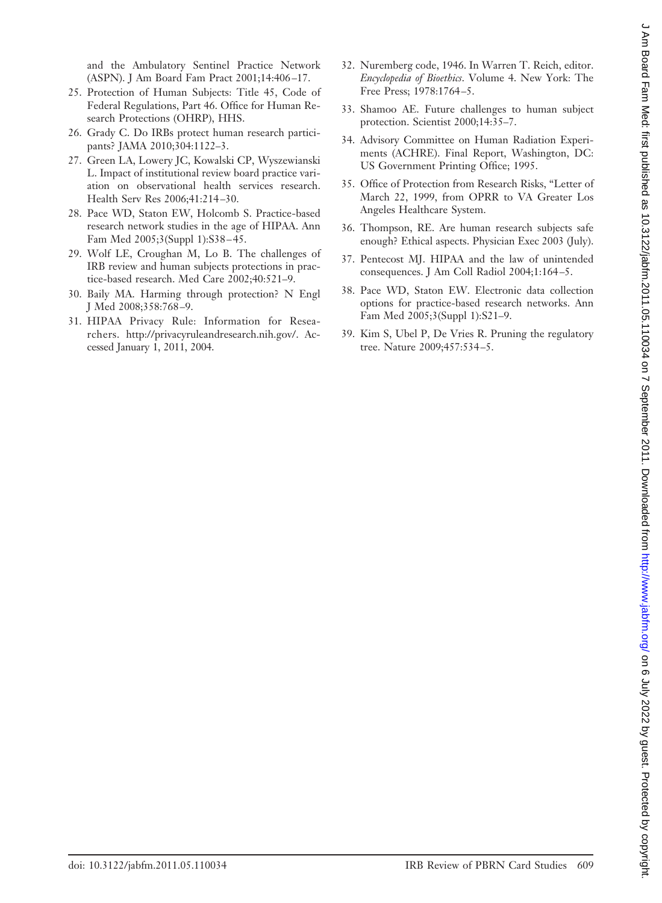and the Ambulatory Sentinel Practice Network (ASPN). J Am Board Fam Pract 2001;14:406–17.

25. Protection of Human Subjects: Title 45, Code of Federal Regulations, Part 46. Office for Human Research Protections (OHRP), HHS.
26. Grady C. Do IRBs protect human research participants? JAMA 2010;304:1122–3.
27. Green LA, Lowery JC, Kowalski CP, Wyszewianski L. Impact of institutional review board practice variation on observational health services research. Health Serv Res 2006;41:214–30.
28. Pace WD, Staton EW, Holcomb S. Practice-based research network studies in the age of HIPAA. Ann Fam Med 2005;3(Suppl 1):S38–45.
29. Wolf LE, Croughan M, Lo B. The challenges of IRB review and human subjects protections in practice-based research. Med Care 2002;40:521–9.
30. Baily MA. Harming through protection? N Engl J Med 2008;358:768–9.
31. HIPAA Privacy Rule: Information for Researchers. http://privacyruleandresearch.nih.gov/. Accessed January 1, 2011, 2004.
32. Nuremberg code, 1946. In Warren T. Reich, editor. *Encyclopedia of Bioethics*. Volume 4. New York: The Free Press; 1978:1764–5.
33. Shamoo AE. Future challenges to human subject protection. Scientist 2000;14:35–7.
34. Advisory Committee on Human Radiation Experiments (ACHRE). Final Report, Washington, DC: US Government Printing Office; 1995.
35. Office of Protection from Research Risks, "Letter of March 22, 1999, from OPRR to VA Greater Los Angeles Healthcare System.
36. Thompson, RE. Are human research subjects safe enough? Ethical aspects. Physician Exec 2003 (July).
37. Pentecost MJ. HIPAA and the law of unintended consequences. J Am Coll Radiol 2004;1:164–5.
38. Pace WD, Staton EW. Electronic data collection options for practice-based research networks. Ann Fam Med 2005;3(Suppl 1):S21–9.
39. Kim S, Ubel P, De Vries R. Pruning the regulatory tree. Nature 2009;457:534–5.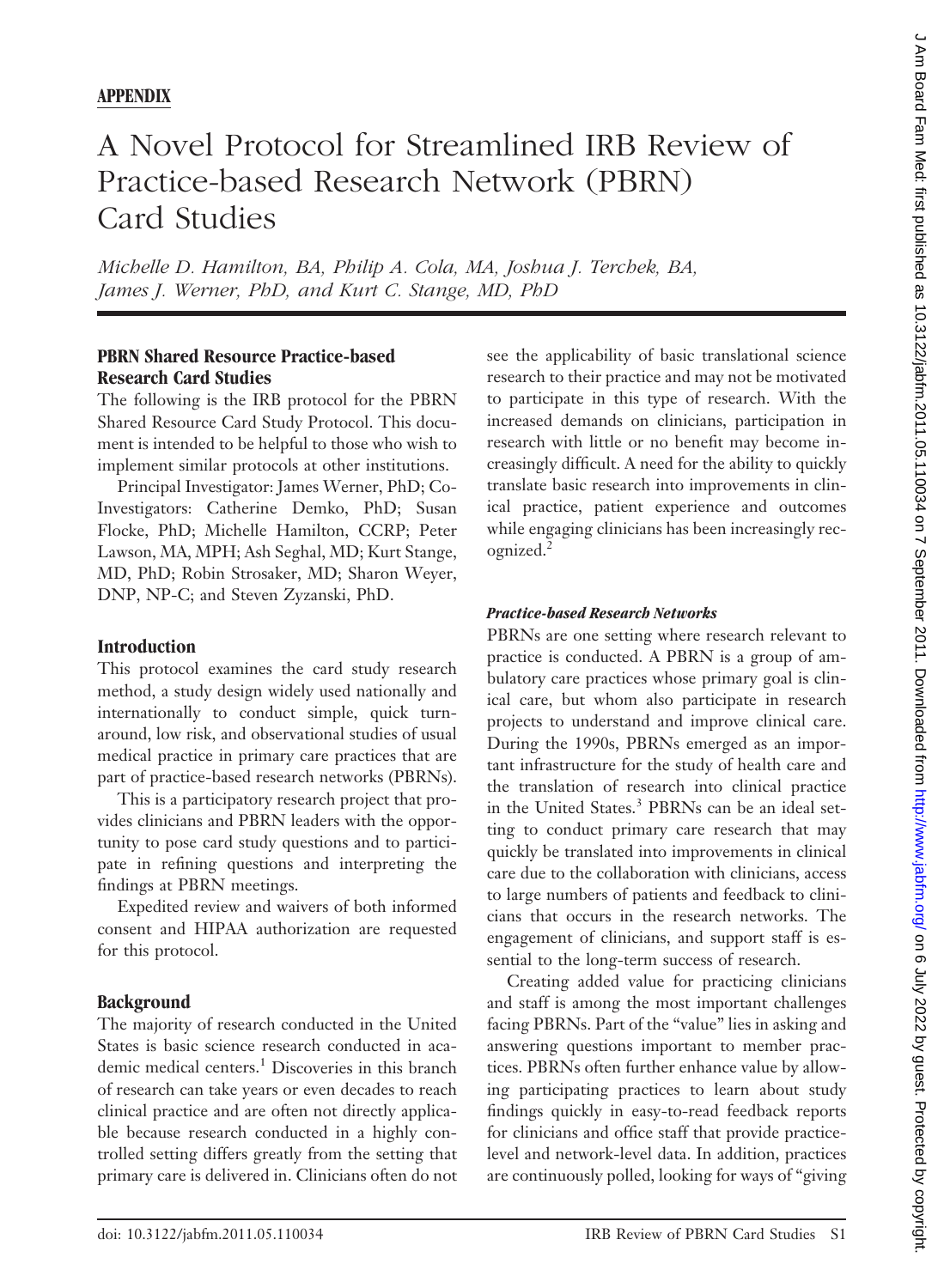**APPENDIX**

# A Novel Protocol for Streamlined IRB Review of Practice-based Research Network (PBRN) Card Studies

*Michelle D. Hamilton, BA, Philip A. Cola, MA, Joshua J. Terchek, BA, James J. Werner, PhD, and Kurt C. Stange, MD, PhD*

## PBRN Shared Resource Practice-based Research Card Studies

The following is the IRB protocol for the PBRN Shared Resource Card Study Protocol. This document is intended to be helpful to those who wish to implement similar protocols at other institutions.

Principal Investigator: James Werner, PhD; Co-Investigators: Catherine Demko, PhD; Susan Flocke, PhD; Michelle Hamilton, CCRP; Peter Lawson, MA, MPH; Ash Seghal, MD; Kurt Stange, MD, PhD; Robin Strosaker, MD; Sharon Weyer, DNP, NP-C; and Steven Zyzanski, PhD.

## Introduction

This protocol examines the card study research method, a study design widely used nationally and internationally to conduct simple, quick turnaround, low risk, and observational studies of usual medical practice in primary care practices that are part of practice-based research networks (PBRNs).

This is a participatory research project that provides clinicians and PBRN leaders with the opportunity to pose card study questions and to participate in refining questions and interpreting the findings at PBRN meetings.

Expedited review and waivers of both informed consent and HIPAA authorization are requested for this protocol.

## Background

The majority of research conducted in the United States is basic science research conducted in academic medical centers.[1] Discoveries in this branch of research can take years or even decades to reach clinical practice and are often not directly applicable because research conducted in a highly controlled setting differs greatly from the setting that primary care is delivered in. Clinicians often do not see the applicability of basic translational science research to their practice and may not be motivated to participate in this type of research. With the increased demands on clinicians, participation in research with little or no benefit may become increasingly difficult. A need for the ability to quickly translate basic research into improvements in clinical practice, patient experience and outcomes while engaging clinicians has been increasingly recognized.[2]

### *Practice-based Research Networks*

PBRNs are one setting where research relevant to practice is conducted. A PBRN is a group of ambulatory care practices whose primary goal is clinical care, but whom also participate in research projects to understand and improve clinical care. During the 1990s, PBRNs emerged as an important infrastructure for the study of health care and the translation of research into clinical practice in the United States.[3] PBRNs can be an ideal setting to conduct primary care research that may quickly be translated into improvements in clinical care due to the collaboration with clinicians, access to large numbers of patients and feedback to clinicians that occurs in the research networks. The engagement of clinicians, and support staff is essential to the long-term success of research.

Creating added value for practicing clinicians and staff is among the most important challenges facing PBRNs. Part of the "value" lies in asking and answering questions important to member practices. PBRNs often further enhance value by allowing participating practices to learn about study findings quickly in easy-to-read feedback reports for clinicians and office staff that provide practice-level and network-level data. In addition, practices are continuously polled, looking for ways of "giving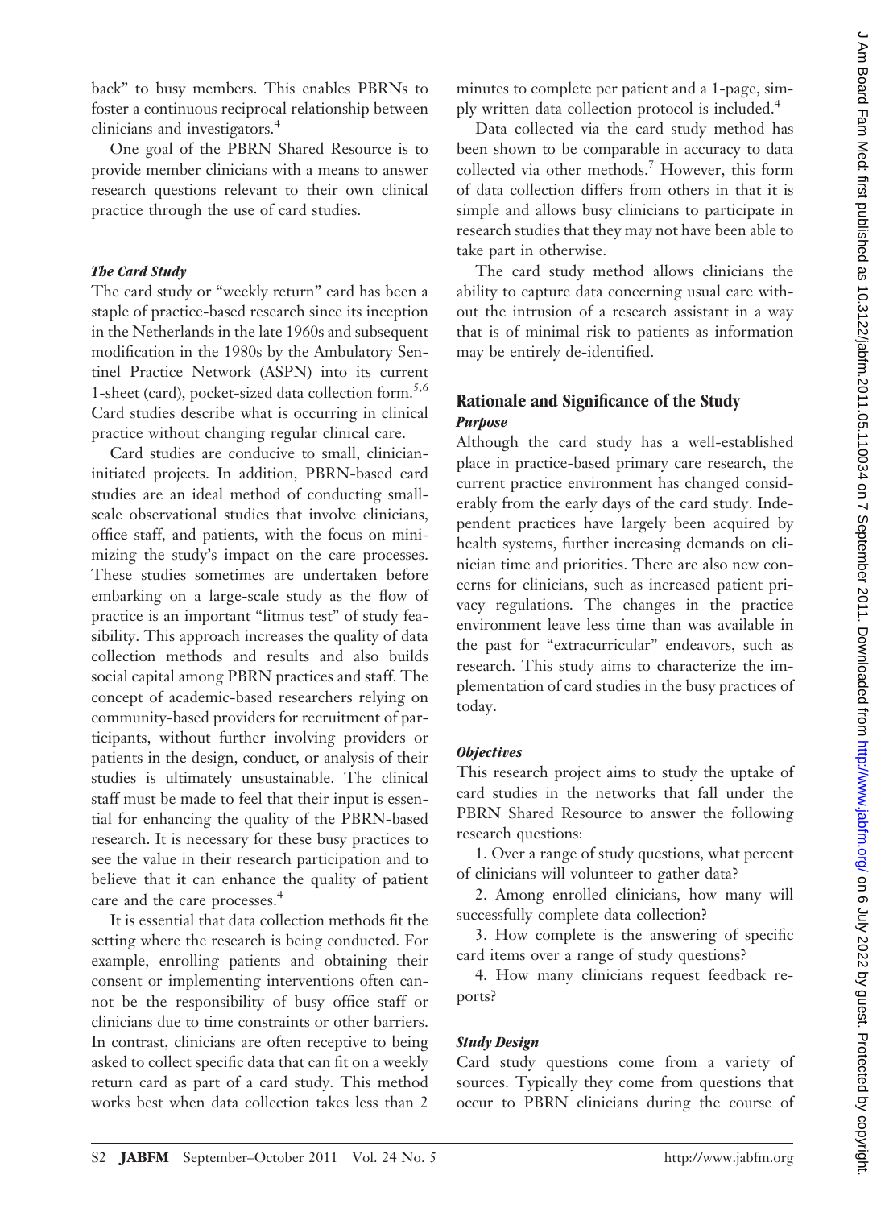back" to busy members. This enables PBRNs to foster a continuous reciprocal relationship between clinicians and investigators.[4]

One goal of the PBRN Shared Resource is to provide member clinicians with a means to answer research questions relevant to their own clinical practice through the use of card studies.

### *The Card Study*

The card study or "weekly return" card has been a staple of practice-based research since its inception in the Netherlands in the late 1960s and subsequent modification in the 1980s by the Ambulatory Sentinel Practice Network (ASPN) into its current 1-sheet (card), pocket-sized data collection form.[5,6] Card studies describe what is occurring in clinical practice without changing regular clinical care.

Card studies are conducive to small, clinician-initiated projects. In addition, PBRN-based card studies are an ideal method of conducting small-scale observational studies that involve clinicians, office staff, and patients, with the focus on minimizing the study's impact on the care processes. These studies sometimes are undertaken before embarking on a large-scale study as the flow of practice is an important "litmus test" of study feasibility. This approach increases the quality of data collection methods and results and also builds social capital among PBRN practices and staff. The concept of academic-based researchers relying on community-based providers for recruitment of participants, without further involving providers or patients in the design, conduct, or analysis of their studies is ultimately unsustainable. The clinical staff must be made to feel that their input is essential for enhancing the quality of the PBRN-based research. It is necessary for these busy practices to see the value in their research participation and to believe that it can enhance the quality of patient care and the care processes.[4]

It is essential that data collection methods fit the setting where the research is being conducted. For example, enrolling patients and obtaining their consent or implementing interventions often cannot be the responsibility of busy office staff or clinicians due to time constraints or other barriers. In contrast, clinicians are often receptive to being asked to collect specific data that can fit on a weekly return card as part of a card study. This method works best when data collection takes less than 2 minutes to complete per patient and a 1-page, simply written data collection protocol is included.[4]

Data collected via the card study method has been shown to be comparable in accuracy to data collected via other methods.[7] However, this form of data collection differs from others in that it is simple and allows busy clinicians to participate in research studies that they may not have been able to take part in otherwise.

The card study method allows clinicians the ability to capture data concerning usual care without the intrusion of a research assistant in a way that is of minimal risk to patients as information may be entirely de-identified.

## Rationale and Significance of the Study

### *Purpose*

Although the card study has a well-established place in practice-based primary care research, the current practice environment has changed considerably from the early days of the card study. Independent practices have largely been acquired by health systems, further increasing demands on clinician time and priorities. There are also new concerns for clinicians, such as increased patient privacy regulations. The changes in the practice environment leave less time than was available in the past for "extracurricular" endeavors, such as research. This study aims to characterize the implementation of card studies in the busy practices of today.

### *Objectives*

This research project aims to study the uptake of card studies in the networks that fall under the PBRN Shared Resource to answer the following research questions:

1. Over a range of study questions, what percent of clinicians will volunteer to gather data?
2. Among enrolled clinicians, how many will successfully complete data collection?
3. How complete is the answering of specific card items over a range of study questions?
4. How many clinicians request feedback reports?

### *Study Design*

Card study questions come from a variety of sources. Typically they come from questions that occur to PBRN clinicians during the course of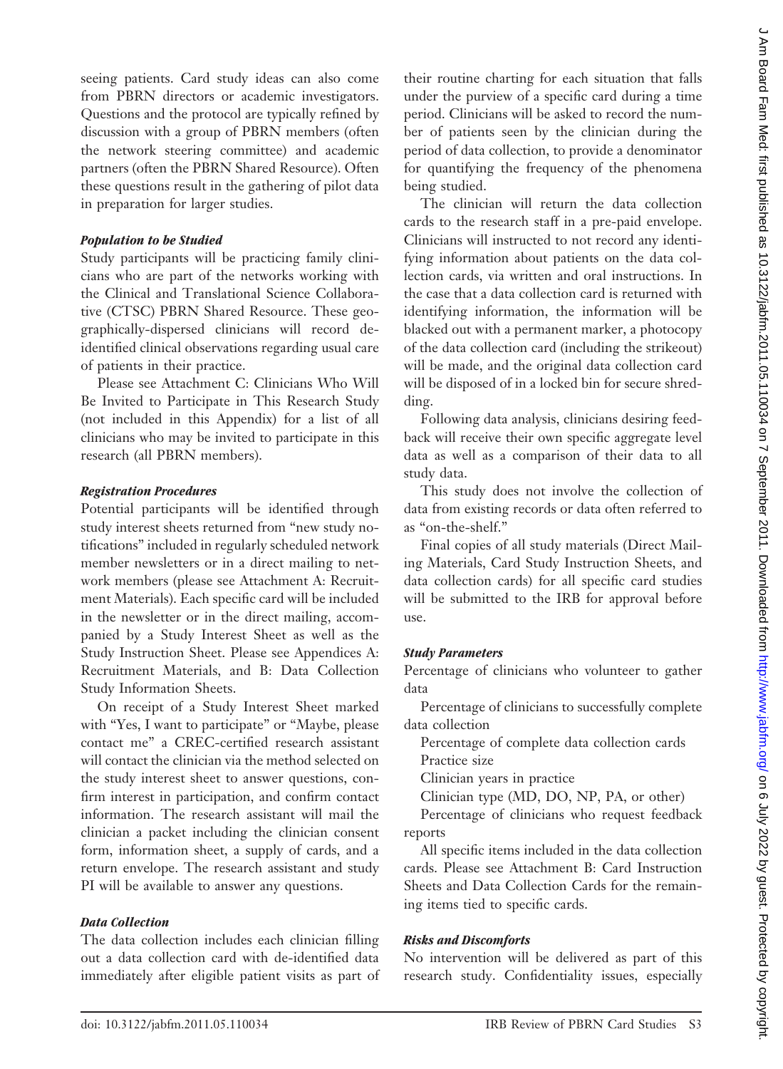seeing patients. Card study ideas can also come from PBRN directors or academic investigators. Questions and the protocol are typically refined by discussion with a group of PBRN members (often the network steering committee) and academic partners (often the PBRN Shared Resource). Often these questions result in the gathering of pilot data in preparation for larger studies.

***Population to be Studied***

Study participants will be practicing family clinicians who are part of the networks working with the Clinical and Translational Science Collaborative (CTSC) PBRN Shared Resource. These geographically-dispersed clinicians will record de-identified clinical observations regarding usual care of patients in their practice.

Please see Attachment C: Clinicians Who Will Be Invited to Participate in This Research Study (not included in this Appendix) for a list of all clinicians who may be invited to participate in this research (all PBRN members).

***Registration Procedures***

Potential participants will be identified through study interest sheets returned from "new study notifications" included in regularly scheduled network member newsletters or in a direct mailing to network members (please see Attachment A: Recruitment Materials). Each specific card will be included in the newsletter or in the direct mailing, accompanied by a Study Interest Sheet as well as the Study Instruction Sheet. Please see Appendices A: Recruitment Materials, and B: Data Collection Study Information Sheets.

On receipt of a Study Interest Sheet marked with "Yes, I want to participate" or "Maybe, please contact me" a CREC-certified research assistant will contact the clinician via the method selected on the study interest sheet to answer questions, confirm interest in participation, and confirm contact information. The research assistant will mail the clinician a packet including the clinician consent form, information sheet, a supply of cards, and a return envelope. The research assistant and study PI will be available to answer any questions.

***Data Collection***

The data collection includes each clinician filling out a data collection card with de-identified data immediately after eligible patient visits as part of their routine charting for each situation that falls under the purview of a specific card during a time period. Clinicians will be asked to record the number of patients seen by the clinician during the period of data collection, to provide a denominator for quantifying the frequency of the phenomena being studied.

The clinician will return the data collection cards to the research staff in a pre-paid envelope. Clinicians will instructed to not record any identifying information about patients on the data collection cards, via written and oral instructions. In the case that a data collection card is returned with identifying information, the information will be blacked out with a permanent marker, a photocopy of the data collection card (including the strikeout) will be made, and the original data collection card will be disposed of in a locked bin for secure shredding.

Following data analysis, clinicians desiring feedback will receive their own specific aggregate level data as well as a comparison of their data to all study data.

This study does not involve the collection of data from existing records or data often referred to as "on-the-shelf."

Final copies of all study materials (Direct Mailing Materials, Card Study Instruction Sheets, and data collection cards) for all specific card studies will be submitted to the IRB for approval before use.

***Study Parameters***

Percentage of clinicians who volunteer to gather data

Percentage of clinicians to successfully complete data collection

Percentage of complete data collection cards

Practice size

Clinician years in practice

Clinician type (MD, DO, NP, PA, or other)

Percentage of clinicians who request feedback reports

All specific items included in the data collection cards. Please see Attachment B: Card Instruction Sheets and Data Collection Cards for the remaining items tied to specific cards.

***Risks and Discomforts***

No intervention will be delivered as part of this research study. Confidentiality issues, especially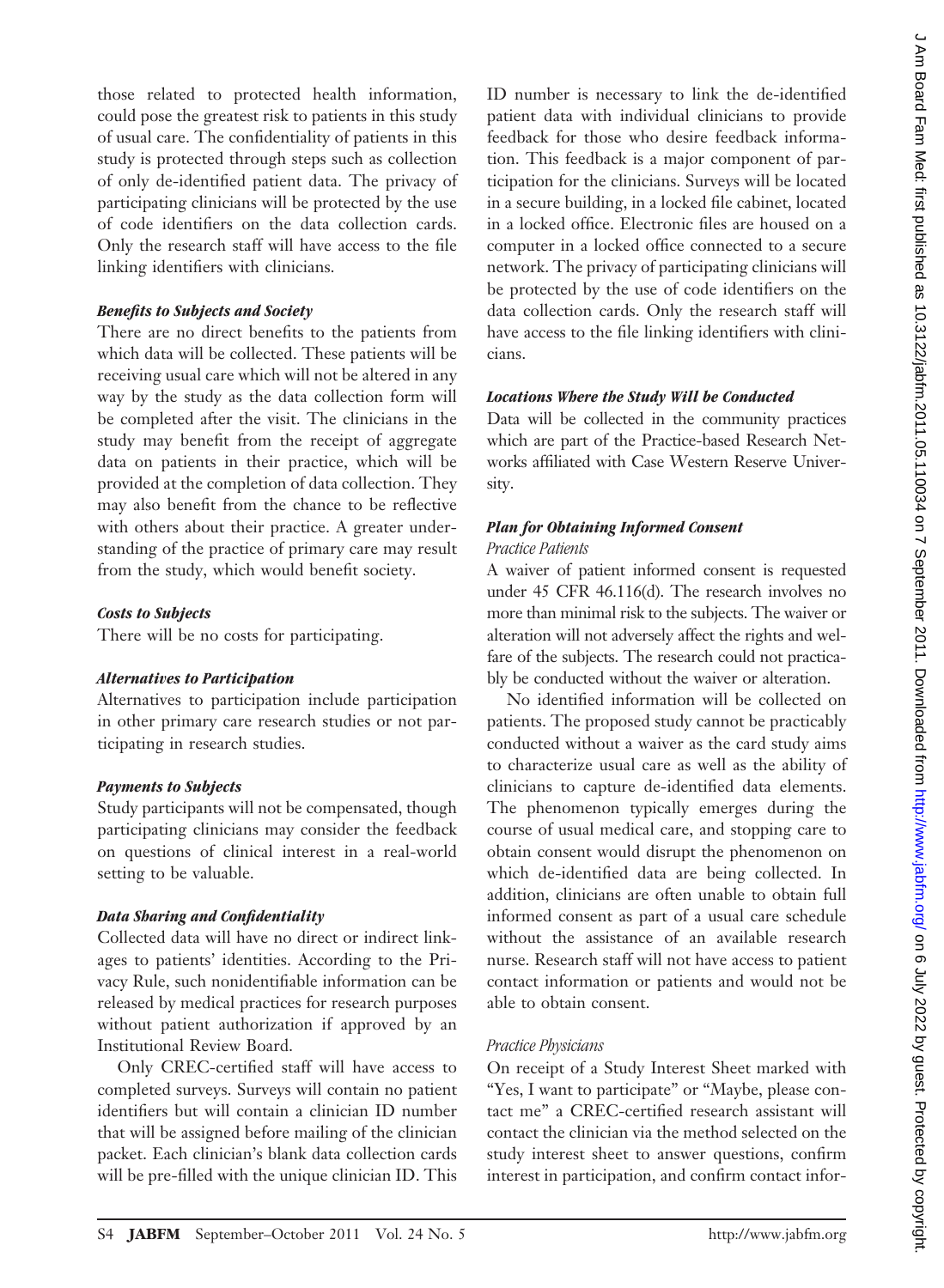those related to protected health information, could pose the greatest risk to patients in this study of usual care. The confidentiality of patients in this study is protected through steps such as collection of only de-identified patient data. The privacy of participating clinicians will be protected by the use of code identifiers on the data collection cards. Only the research staff will have access to the file linking identifiers with clinicians.

#### *Benefits to Subjects and Society*

There are no direct benefits to the patients from which data will be collected. These patients will be receiving usual care which will not be altered in any way by the study as the data collection form will be completed after the visit. The clinicians in the study may benefit from the receipt of aggregate data on patients in their practice, which will be provided at the completion of data collection. They may also benefit from the chance to be reflective with others about their practice. A greater understanding of the practice of primary care may result from the study, which would benefit society.

#### *Costs to Subjects*

There will be no costs for participating.

#### *Alternatives to Participation*

Alternatives to participation include participation in other primary care research studies or not participating in research studies.

#### *Payments to Subjects*

Study participants will not be compensated, though participating clinicians may consider the feedback on questions of clinical interest in a real-world setting to be valuable.

#### *Data Sharing and Confidentiality*

Collected data will have no direct or indirect linkages to patients' identities. According to the Privacy Rule, such nonidentifiable information can be released by medical practices for research purposes without patient authorization if approved by an Institutional Review Board.

Only CREC-certified staff will have access to completed surveys. Surveys will contain no patient identifiers but will contain a clinician ID number that will be assigned before mailing of the clinician packet. Each clinician's blank data collection cards will be pre-filled with the unique clinician ID. This ID number is necessary to link the de-identified patient data with individual clinicians to provide feedback for those who desire feedback information. This feedback is a major component of participation for the clinicians. Surveys will be located in a secure building, in a locked file cabinet, located in a locked office. Electronic files are housed on a computer in a locked office connected to a secure network. The privacy of participating clinicians will be protected by the use of code identifiers on the data collection cards. Only the research staff will have access to the file linking identifiers with clinicians.

#### *Locations Where the Study Will be Conducted*

Data will be collected in the community practices which are part of the Practice-based Research Networks affiliated with Case Western Reserve University.

#### *Plan for Obtaining Informed Consent*

*Practice Patients*

A waiver of patient informed consent is requested under 45 CFR 46.116(d). The research involves no more than minimal risk to the subjects. The waiver or alteration will not adversely affect the rights and welfare of the subjects. The research could not practicably be conducted without the waiver or alteration.

No identified information will be collected on patients. The proposed study cannot be practicably conducted without a waiver as the card study aims to characterize usual care as well as the ability of clinicians to capture de-identified data elements. The phenomenon typically emerges during the course of usual medical care, and stopping care to obtain consent would disrupt the phenomenon on which de-identified data are being collected. In addition, clinicians are often unable to obtain full informed consent as part of a usual care schedule without the assistance of an available research nurse. Research staff will not have access to patient contact information or patients and would not be able to obtain consent.

*Practice Physicians*

On receipt of a Study Interest Sheet marked with "Yes, I want to participate" or "Maybe, please contact me" a CREC-certified research assistant will contact the clinician via the method selected on the study interest sheet to answer questions, confirm interest in participation, and confirm contact infor-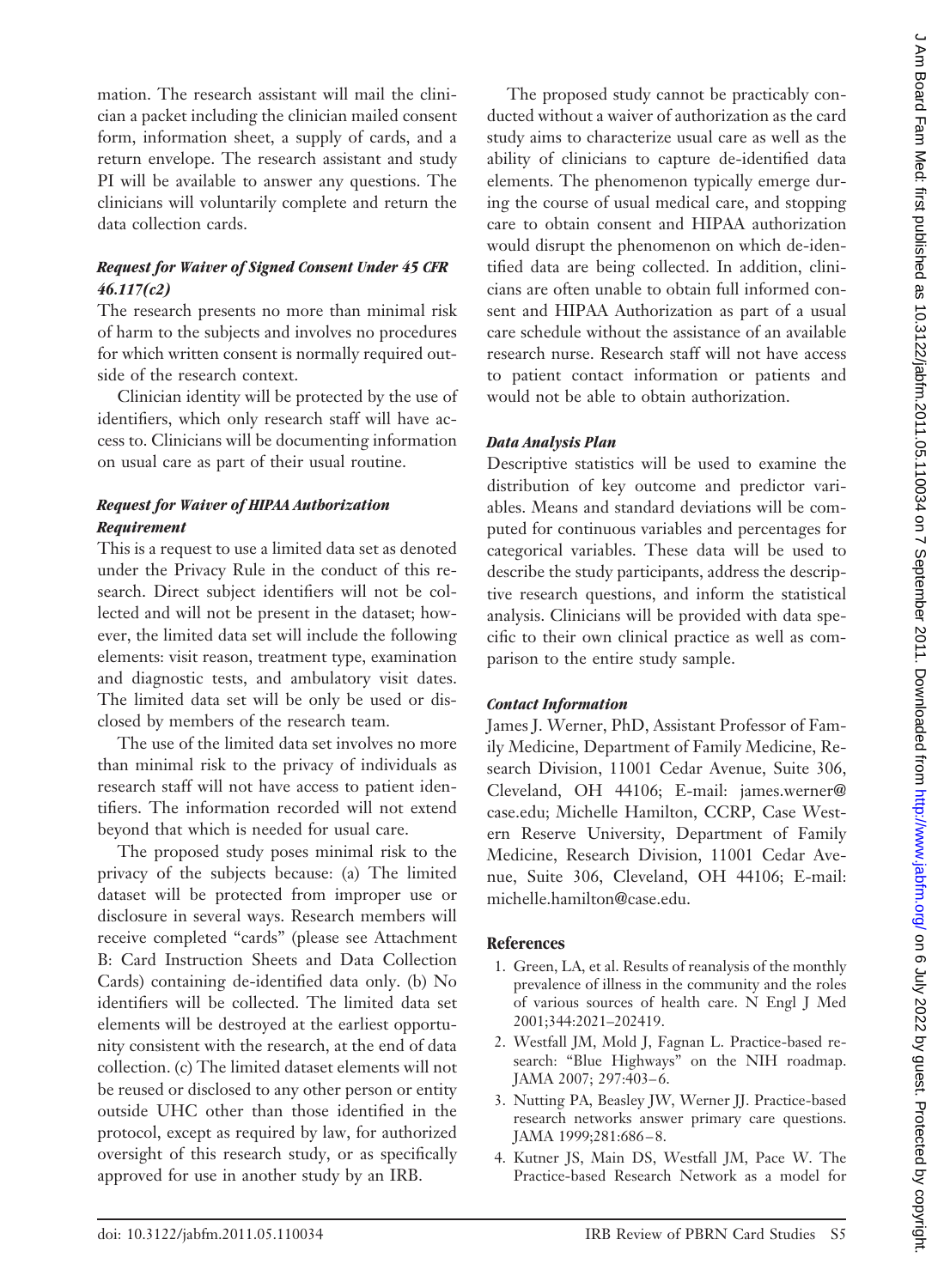mation. The research assistant will mail the clinician a packet including the clinician mailed consent form, information sheet, a supply of cards, and a return envelope. The research assistant and study PI will be available to answer any questions. The clinicians will voluntarily complete and return the data collection cards.

### *Request for Waiver of Signed Consent Under 45 CFR 46.117(c2)*

The research presents no more than minimal risk of harm to the subjects and involves no procedures for which written consent is normally required outside of the research context.

Clinician identity will be protected by the use of identifiers, which only research staff will have access to. Clinicians will be documenting information on usual care as part of their usual routine.

### *Request for Waiver of HIPAA Authorization Requirement*

This is a request to use a limited data set as denoted under the Privacy Rule in the conduct of this research. Direct subject identifiers will not be collected and will not be present in the dataset; however, the limited data set will include the following elements: visit reason, treatment type, examination and diagnostic tests, and ambulatory visit dates. The limited data set will be only be used or disclosed by members of the research team.

The use of the limited data set involves no more than minimal risk to the privacy of individuals as research staff will not have access to patient identifiers. The information recorded will not extend beyond that which is needed for usual care.

The proposed study poses minimal risk to the privacy of the subjects because: (a) The limited dataset will be protected from improper use or disclosure in several ways. Research members will receive completed "cards" (please see Attachment B: Card Instruction Sheets and Data Collection Cards) containing de-identified data only. (b) No identifiers will be collected. The limited data set elements will be destroyed at the earliest opportunity consistent with the research, at the end of data collection. (c) The limited dataset elements will not be reused or disclosed to any other person or entity outside UHC other than those identified in the protocol, except as required by law, for authorized oversight of this research study, or as specifically approved for use in another study by an IRB.

The proposed study cannot be practicably conducted without a waiver of authorization as the card study aims to characterize usual care as well as the ability of clinicians to capture de-identified data elements. The phenomenon typically emerge during the course of usual medical care, and stopping care to obtain consent and HIPAA authorization would disrupt the phenomenon on which de-identified data are being collected. In addition, clinicians are often unable to obtain full informed consent and HIPAA Authorization as part of a usual care schedule without the assistance of an available research nurse. Research staff will not have access to patient contact information or patients and would not be able to obtain authorization.

### *Data Analysis Plan*

Descriptive statistics will be used to examine the distribution of key outcome and predictor variables. Means and standard deviations will be computed for continuous variables and percentages for categorical variables. These data will be used to describe the study participants, address the descriptive research questions, and inform the statistical analysis. Clinicians will be provided with data specific to their own clinical practice as well as comparison to the entire study sample.

### *Contact Information*

James J. Werner, PhD, Assistant Professor of Family Medicine, Department of Family Medicine, Research Division, 11001 Cedar Avenue, Suite 306, Cleveland, OH 44106; E-mail: james.werner@case.edu; Michelle Hamilton, CCRP, Case Western Reserve University, Department of Family Medicine, Research Division, 11001 Cedar Avenue, Suite 306, Cleveland, OH 44106; E-mail: michelle.hamilton@case.edu.

## References

1. Green, LA, et al. Results of reanalysis of the monthly prevalence of illness in the community and the roles of various sources of health care. N Engl J Med 2001;344:2021–202419.
2. Westfall JM, Mold J, Fagnan L. Practice-based research: "Blue Highways" on the NIH roadmap. JAMA 2007; 297:403–6.
3. Nutting PA, Beasley JW, Werner JJ. Practice-based research networks answer primary care questions. JAMA 1999;281:686–8.
4. Kutner JS, Main DS, Westfall JM, Pace W. The Practice-based Research Network as a model for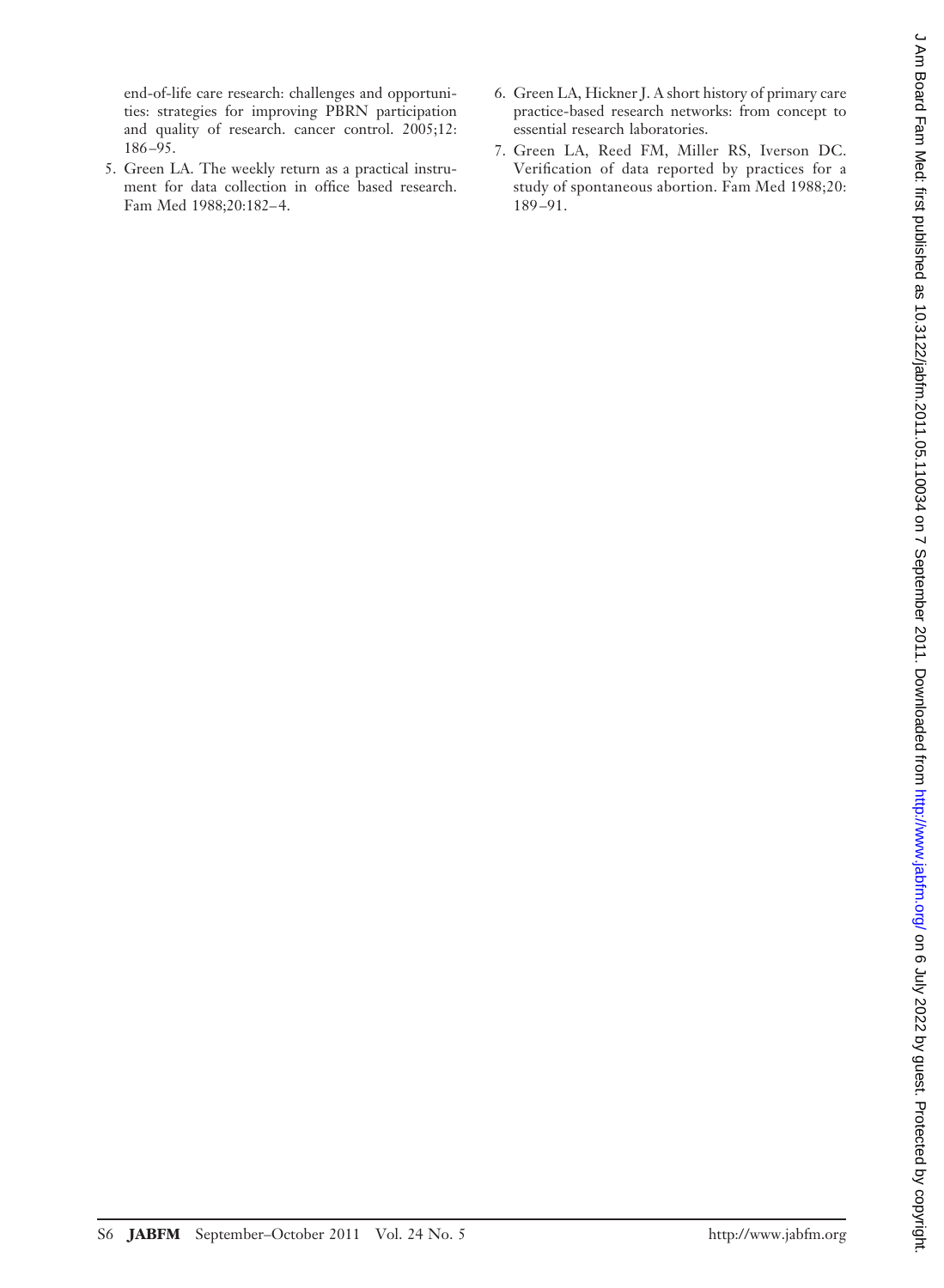end-of-life care research: challenges and opportunities: strategies for improving PBRN participation and quality of research. cancer control. 2005;12:186–95.

5. Green LA. The weekly return as a practical instrument for data collection in office based research. Fam Med 1988;20:182–4.
6. Green LA, Hickner J. A short history of primary care practice-based research networks: from concept to essential research laboratories.
7. Green LA, Reed FM, Miller RS, Iverson DC. Verification of data reported by practices for a study of spontaneous abortion. Fam Med 1988;20:189–91.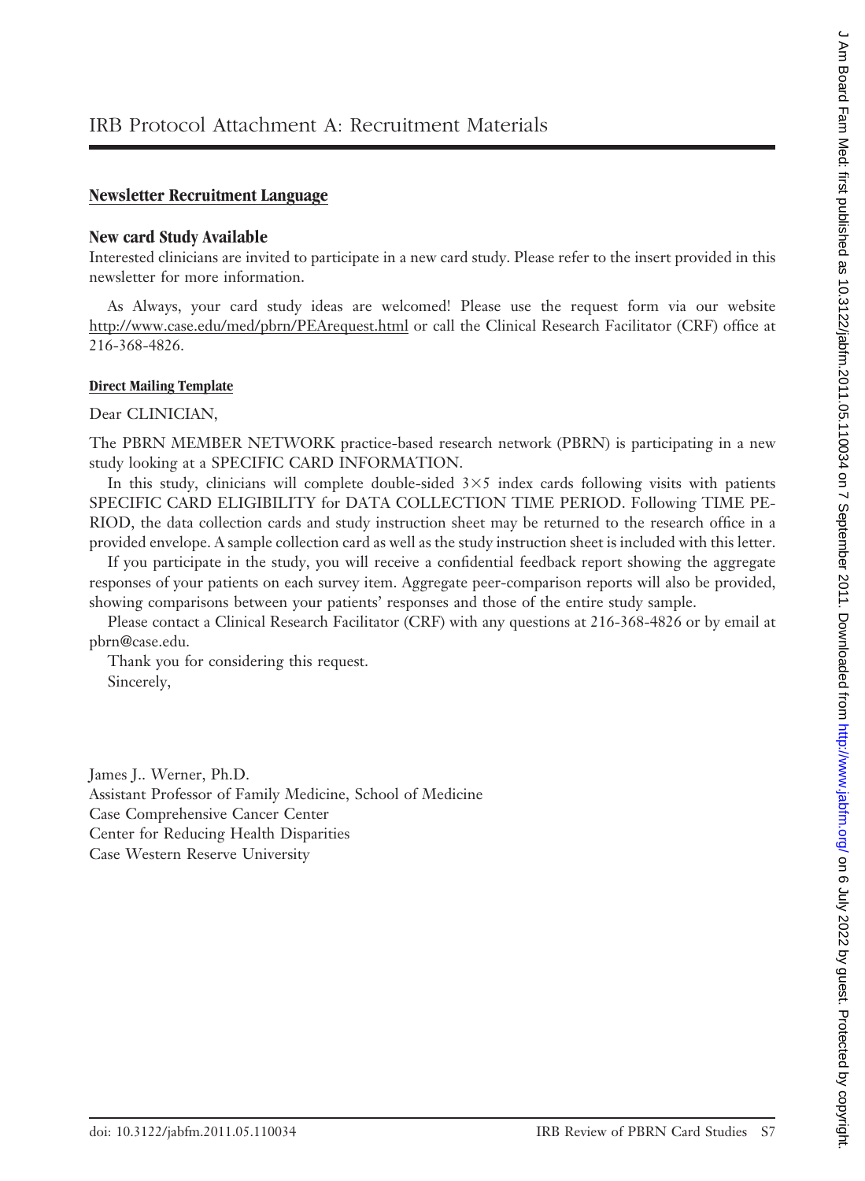# IRB Protocol Attachment A: Recruitment Materials

**Newsletter Recruitment Language**

**New card Study Available**

Interested clinicians are invited to participate in a new card study. Please refer to the insert provided in this newsletter for more information.

As Always, your card study ideas are welcomed! Please use the request form via our website http://www.case.edu/med/pbrn/PEArequest.html or call the Clinical Research Facilitator (CRF) office at 216-368-4826.

**Direct Mailing Template**

Dear CLINICIAN,

The PBRN MEMBER NETWORK practice-based research network (PBRN) is participating in a new study looking at a SPECIFIC CARD INFORMATION.

In this study, clinicians will complete double-sided 3×5 index cards following visits with patients SPECIFIC CARD ELIGIBILITY for DATA COLLECTION TIME PERIOD. Following TIME PERIOD, the data collection cards and study instruction sheet may be returned to the research office in a provided envelope. A sample collection card as well as the study instruction sheet is included with this letter.

If you participate in the study, you will receive a confidential feedback report showing the aggregate responses of your patients on each survey item. Aggregate peer-comparison reports will also be provided, showing comparisons between your patients' responses and those of the entire study sample.

Please contact a Clinical Research Facilitator (CRF) with any questions at 216-368-4826 or by email at pbrn@case.edu.

Thank you for considering this request.

Sincerely,

James J.. Werner, Ph.D.
Assistant Professor of Family Medicine, School of Medicine
Case Comprehensive Cancer Center
Center for Reducing Health Disparities
Case Western Reserve University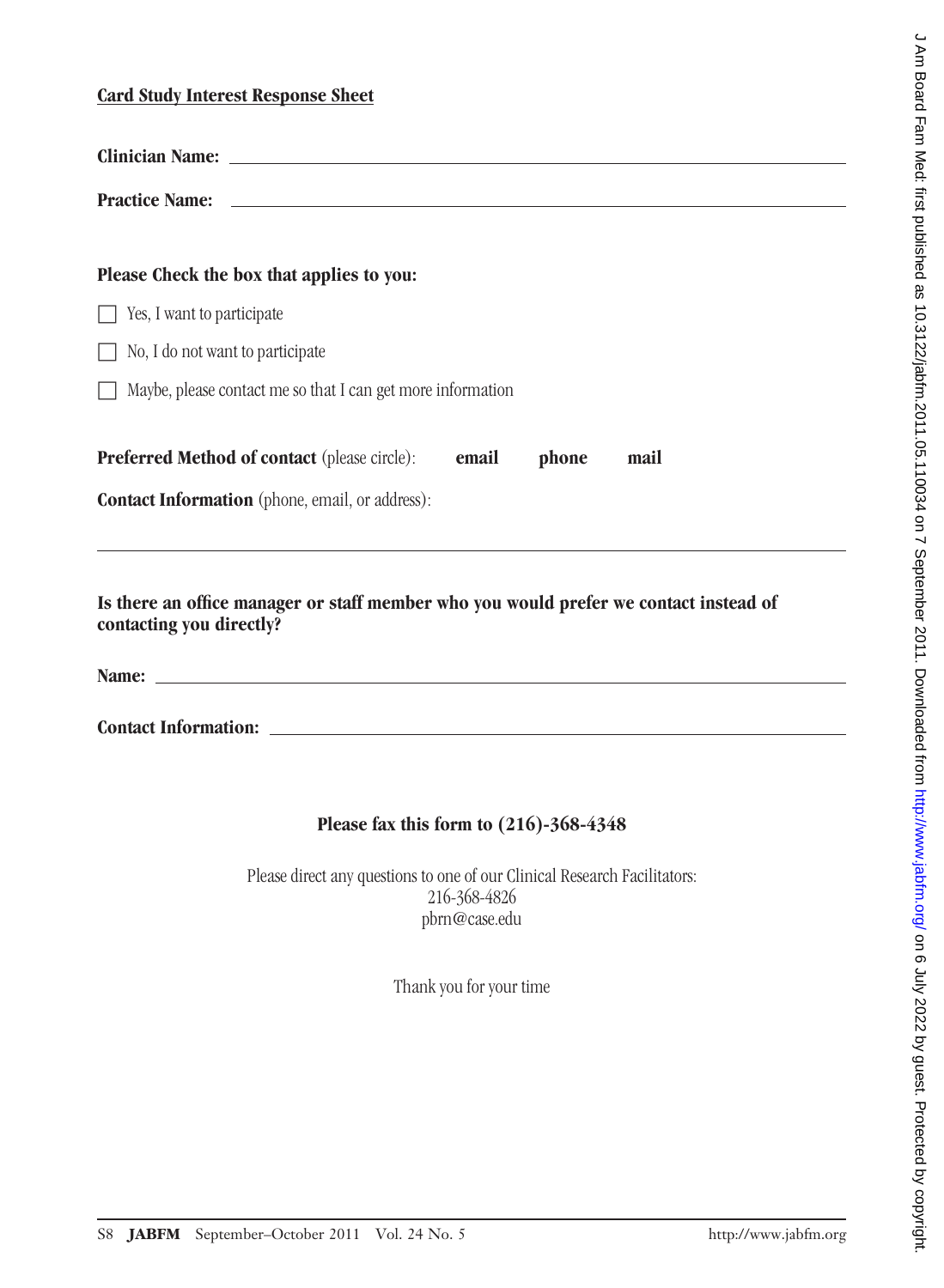**Card Study Interest Response Sheet**

**Clinician Name:** ______________________________

**Practice Name:** ______________________________

**Please Check the box that applies to you:**

☐ Yes, I want to participate

☐ No, I do not want to participate

☐ Maybe, please contact me so that I can get more information

**Preferred Method of contact** (please circle): **email** **phone** **mail**

**Contact Information** (phone, email, or address):

______________________________

**Is there an office manager or staff member who you would prefer we contact instead of contacting you directly?**

**Name:** ______________________________

**Contact Information:** ______________________________

**Please fax this form to (216)-368-4348**

Please direct any questions to one of our Clinical Research Facilitators:
216-368-4826
pbrn@case.edu

Thank you for your time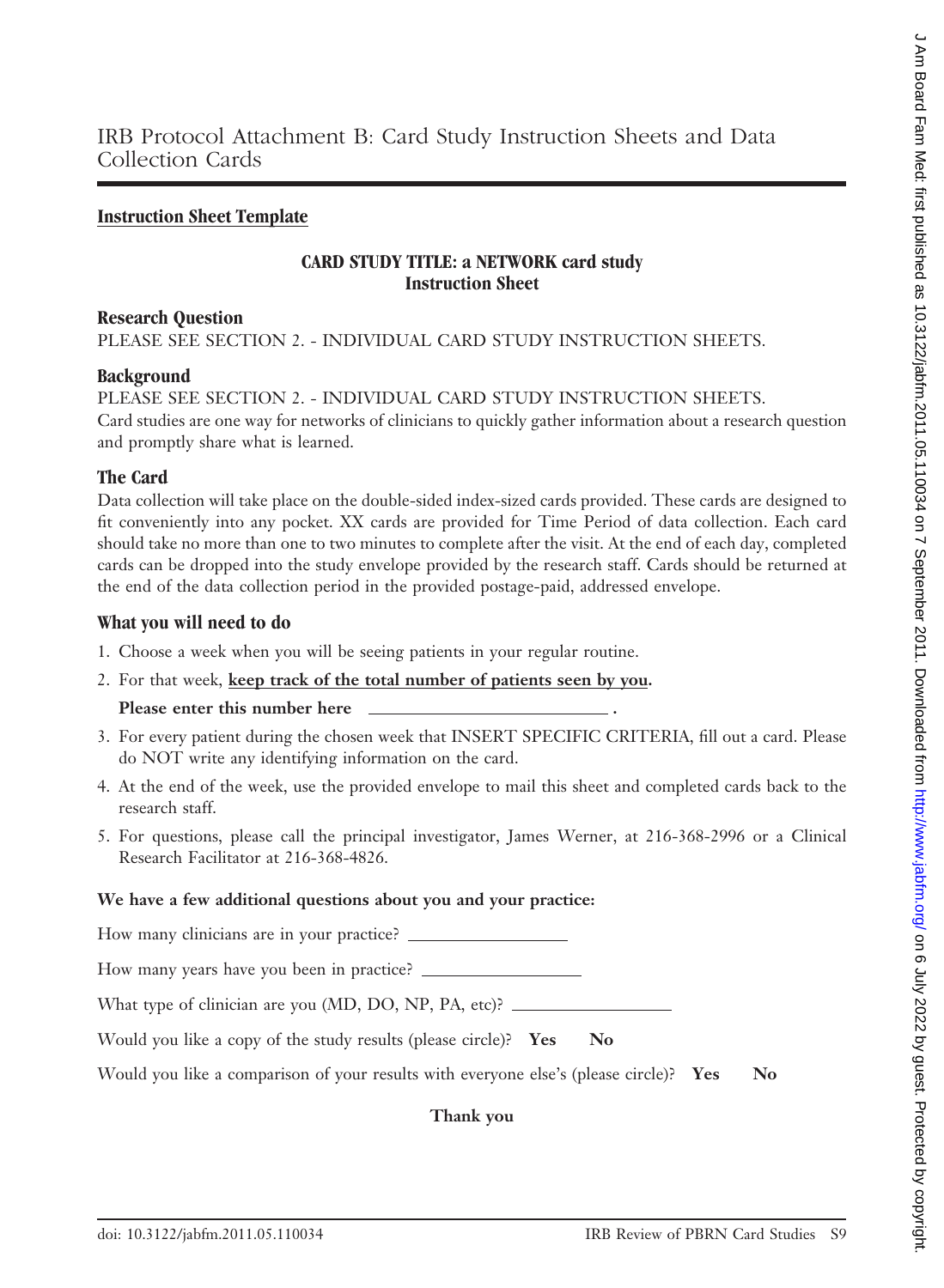# IRB Protocol Attachment B: Card Study Instruction Sheets and Data Collection Cards

## Instruction Sheet Template

**CARD STUDY TITLE: a NETWORK card study**
**Instruction Sheet**

### Research Question

PLEASE SEE SECTION 2. - INDIVIDUAL CARD STUDY INSTRUCTION SHEETS.

### Background

PLEASE SEE SECTION 2. - INDIVIDUAL CARD STUDY INSTRUCTION SHEETS.
Card studies are one way for networks of clinicians to quickly gather information about a research question and promptly share what is learned.

### The Card

Data collection will take place on the double-sided index-sized cards provided. These cards are designed to fit conveniently into any pocket. XX cards are provided for Time Period of data collection. Each card should take no more than one to two minutes to complete after the visit. At the end of each day, completed cards can be dropped into the study envelope provided by the research staff. Cards should be returned at the end of the data collection period in the provided postage-paid, addressed envelope.

### What you will need to do

1. Choose a week when you will be seeing patients in your regular routine.
2. For that week, **keep track of the total number of patients seen by you.**

   **Please enter this number here \_\_\_\_\_\_\_\_\_\_\_\_\_\_\_\_\_\_\_\_\_\_\_\_\_\_\_\_ .**
3. For every patient during the chosen week that INSERT SPECIFIC CRITERIA, fill out a card. Please do NOT write any identifying information on the card.
4. At the end of the week, use the provided envelope to mail this sheet and completed cards back to the research staff.
5. For questions, please call the principal investigator, James Werner, at 216-368-2996 or a Clinical Research Facilitator at 216-368-4826.

**We have a few additional questions about you and your practice:**

How many clinicians are in your practice? \_\_\_\_\_\_\_\_\_\_\_\_\_\_\_\_\_\_\_\_

How many years have you been in practice? \_\_\_\_\_\_\_\_\_\_\_\_\_\_\_\_\_\_\_\_

What type of clinician are you (MD, DO, NP, PA, etc)? \_\_\_\_\_\_\_\_\_\_\_\_\_\_\_\_\_\_\_\_

Would you like a copy of the study results (please circle)? **Yes No**

Would you like a comparison of your results with everyone else's (please circle)? **Yes No**

**Thank you**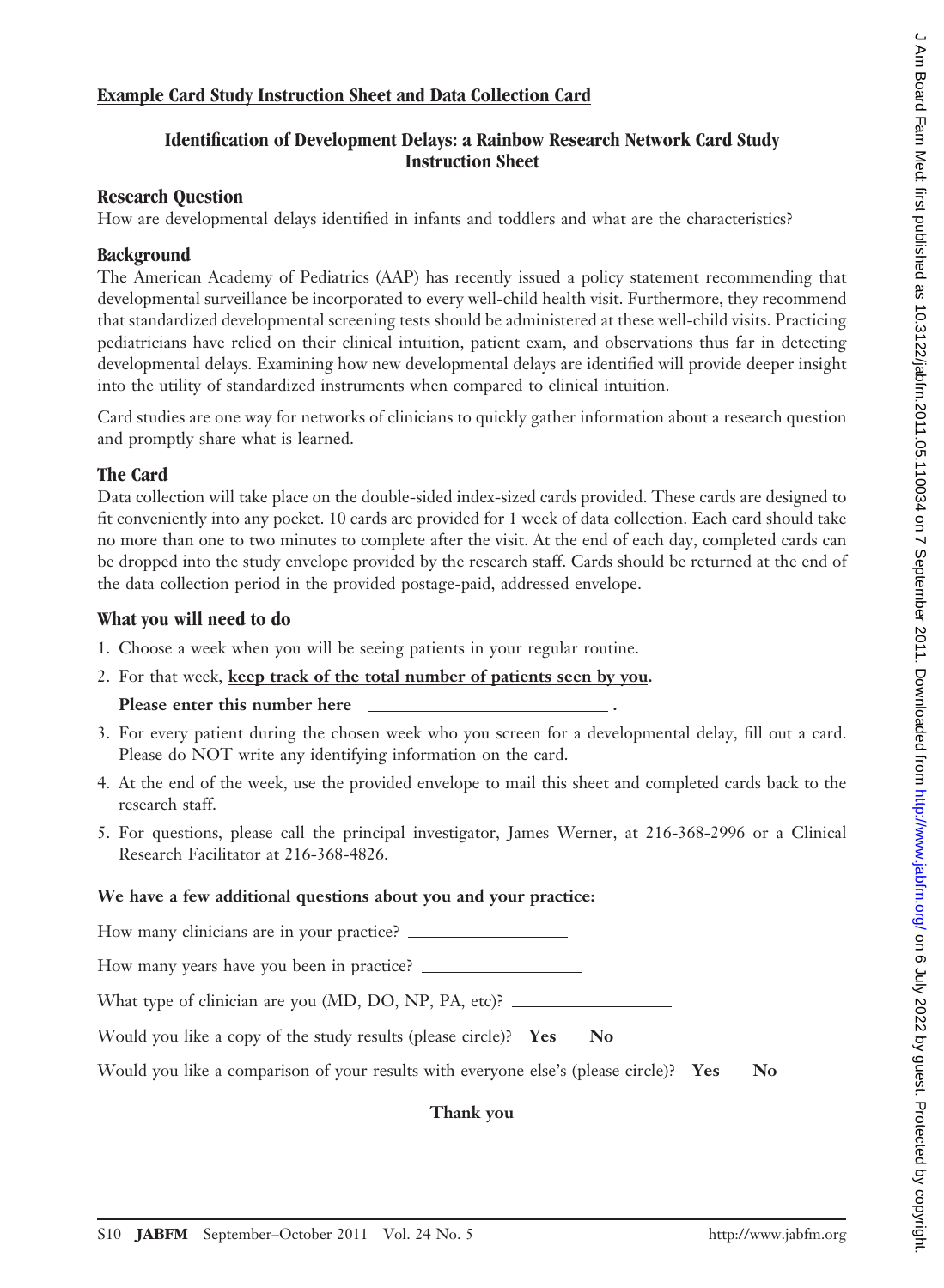## Example Card Study Instruction Sheet and Data Collection Card

### Identification of Development Delays: a Rainbow Research Network Card Study Instruction Sheet

### Research Question

How are developmental delays identified in infants and toddlers and what are the characteristics?

### Background

The American Academy of Pediatrics (AAP) has recently issued a policy statement recommending that developmental surveillance be incorporated to every well-child health visit. Furthermore, they recommend that standardized developmental screening tests should be administered at these well-child visits. Practicing pediatricians have relied on their clinical intuition, patient exam, and observations thus far in detecting developmental delays. Examining how new developmental delays are identified will provide deeper insight into the utility of standardized instruments when compared to clinical intuition.

Card studies are one way for networks of clinicians to quickly gather information about a research question and promptly share what is learned.

### The Card

Data collection will take place on the double-sided index-sized cards provided. These cards are designed to fit conveniently into any pocket. 10 cards are provided for 1 week of data collection. Each card should take no more than one to two minutes to complete after the visit. At the end of each day, completed cards can be dropped into the study envelope provided by the research staff. Cards should be returned at the end of the data collection period in the provided postage-paid, addressed envelope.

### What you will need to do

1. Choose a week when you will be seeing patients in your regular routine.
2. For that week, **keep track of the total number of patients seen by you.**

   **Please enter this number here** ____________________ .
3. For every patient during the chosen week who you screen for a developmental delay, fill out a card. Please do NOT write any identifying information on the card.
4. At the end of the week, use the provided envelope to mail this sheet and completed cards back to the research staff.
5. For questions, please call the principal investigator, James Werner, at 216-368-2996 or a Clinical Research Facilitator at 216-368-4826.

**We have a few additional questions about you and your practice:**

How many clinicians are in your practice? ______________

How many years have you been in practice? ______________

What type of clinician are you (MD, DO, NP, PA, etc)? ______________

Would you like a copy of the study results (please circle)? **Yes** **No**

Would you like a comparison of your results with everyone else's (please circle)? **Yes** **No**

**Thank you**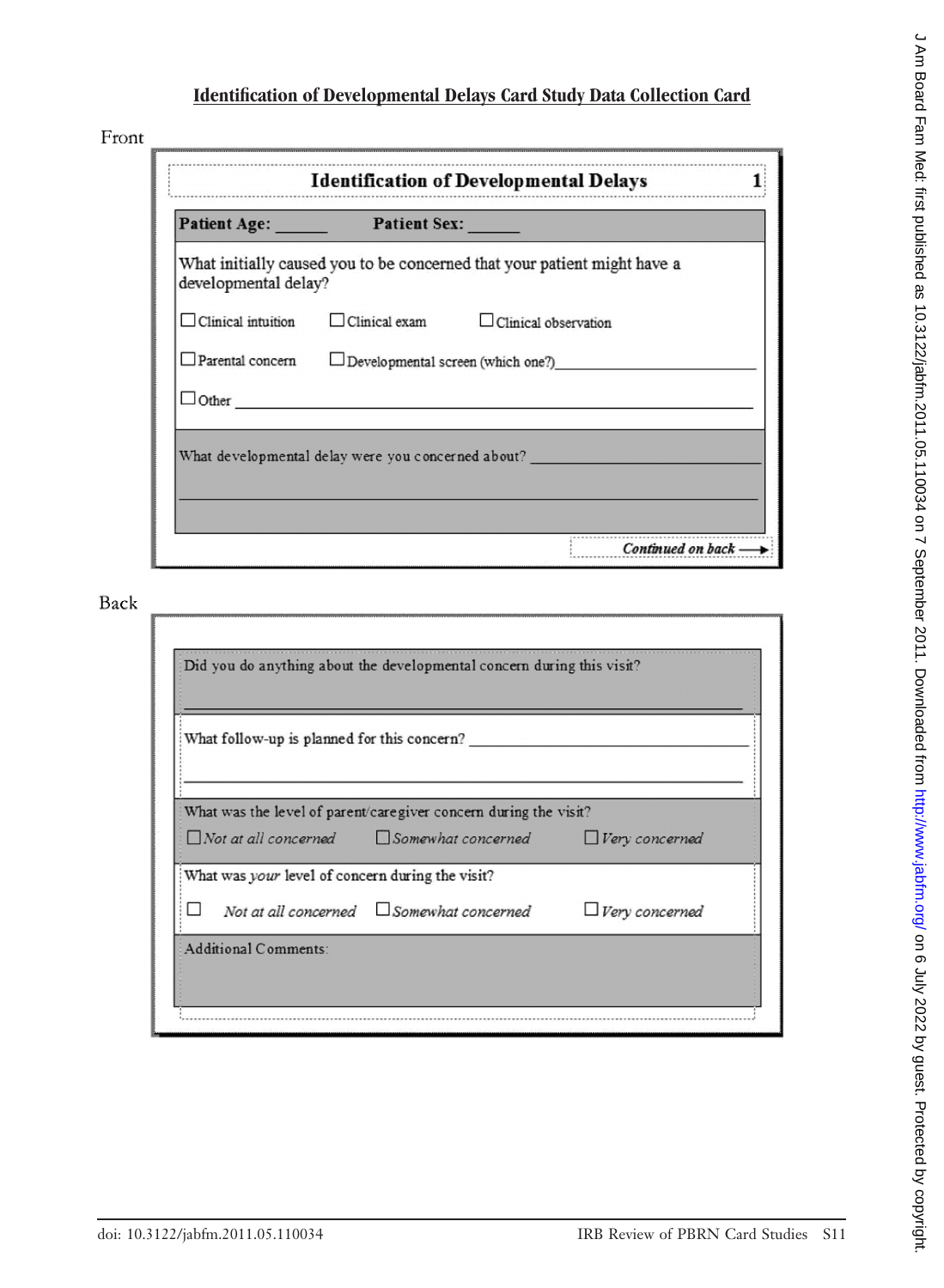## Identification of Developmental Delays Card Study Data Collection Card

Front

**Identification of Developmental Delays** **1**

**Patient Age:** ______ **Patient Sex:** ______

What initially caused you to be concerned that your patient might have a developmental delay?

☐ Clinical intuition ☐ Clinical exam ☐ Clinical observation

☐ Parental concern ☐ Developmental screen (which one?)________________________

☐ Other ____________________________________________________________

What developmental delay were you concerned about? ______________________________

___________________________________________________________________________

***Continued on back →***

Back

Did you do anything about the developmental concern during this visit?

___________________________________________________________________________

What follow-up is planned for this concern? ______________________________________

___________________________________________________________________________

What was the level of parent/caregiver concern during the visit?

☐ *Not at all concerned* ☐ *Somewhat concerned* ☐ *Very concerned*

What was *your* level of concern during the visit?

☐ *Not at all concerned* ☐ *Somewhat concerned* ☐ *Very concerned*

Additional Comments: